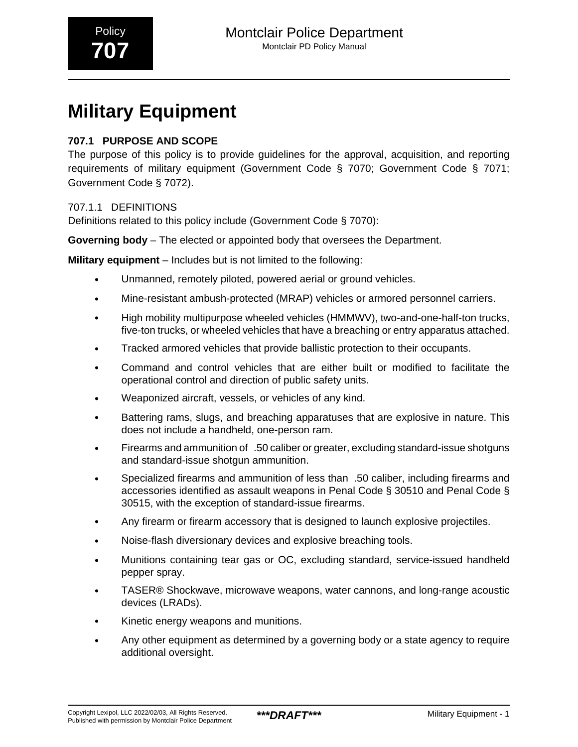# Military Equipment

## 707.1 PURPOSE AND SCOPE

The purpose of this policy is to provide guidelines for the approval, acquisition, and reporting requirements of military equipment (Government Code § 7070; Government Code § 7071; Government Code § 7072).

### 707.1.1 DEFINITIONS

Definitions related to this policy include (Government Code § 7070):

**Governing body** – The elected or appointed body that oversees the Department.

**Military equipment** – Includes but is not limited to the following:

- Unmanned, remotely piloted, powered aerial or ground vehicles.
- Mine-resistant ambush-protected (MRAP) vehicles or armored personnel carriers.
- High mobility multipurpose wheeled vehicles (HMMWV), two-and-one-half-ton trucks, five-ton trucks, or wheeled vehicles that have a breaching or entry apparatus attached.
- Tracked armored vehicles that provide ballistic protection to their occupants.
- Command and control vehicles that are either built or modified to facilitate the operational control and direction of public safety units.
- Weaponized aircraft, vessels, or vehicles of any kind.
- Battering rams, slugs, and breaching apparatuses that are explosive in nature. This does not include a handheld, one-person ram.
- Firearms and ammunition of .50 caliber or greater, excluding standard-issue shotguns and standard-issue shotgun ammunition.
- Specialized firearms and ammunition of less than .50 caliber, including firearms and accessories identified as assault weapons in Penal Code § 30510 and Penal Code § 30515, with the exception of standard-issue firearms.
- Any firearm or firearm accessory that is designed to launch explosive projectiles.
- Noise-flash diversionary devices and explosive breaching tools.
- Munitions containing tear gas or OC, excluding standard, service-issued handheld pepper spray.
- TASER® Shockwave, microwave weapons, water cannons, and long-range acoustic devices (LRADs).
- Kinetic energy weapons and munitions.
- Any other equipment as determined by a governing body or a state agency to require additional oversight.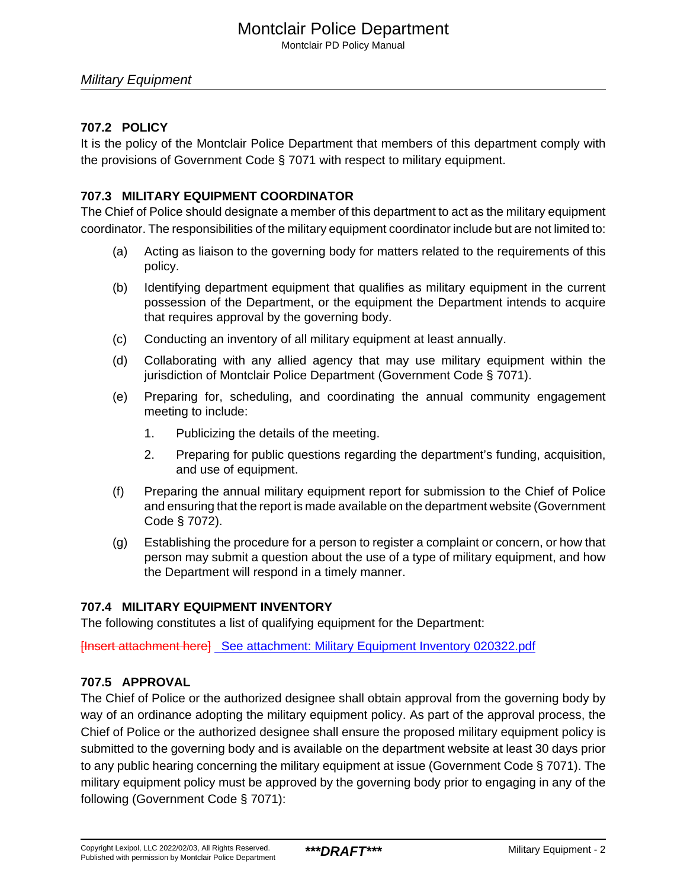## 707.2 POLICY

It is the policy of the Montclair Police Department that members of this department comply with the provisions of Government Code § 7071 with respect to military equipment.

## 707.3 MILITARY EQUIPMENT COORDINATOR

The Chief of Police should designate a member of this department to act as the military equipment coordinator. The responsibilities of the military equipment coordinator include but are not limited to:

(a) Acting as liaison to the governing body for matters related to the requirements of this policy.

(b) Identifying department equipment that qualifies as military equipment in the current possession of the Department, or the equipment the Department intends to acquire that requires approval by the governing body.

(c) Conducting an inventory of all military equipment at least annually.

(d) Collaborating with any allied agency that may use military equipment within the jurisdiction of Montclair Police Department (Government Code § 7071).

(e) Preparing for, scheduling, and coordinating the annual community engagement meeting to include:

1. Publicizing the details of the meeting.
2. Preparing for public questions regarding the department's funding, acquisition, and use of equipment.

(f) Preparing the annual military equipment report for submission to the Chief of Police and ensuring that the report is made available on the department website (Government Code § 7072).

(g) Establishing the procedure for a person to register a complaint or concern, or how that person may submit a question about the use of a type of military equipment, and how the Department will respond in a timely manner.

## 707.4 MILITARY EQUIPMENT INVENTORY

The following constitutes a list of qualifying equipment for the Department:

~~[Insert attachment here]~~ See attachment: Military Equipment Inventory 020322.pdf

## 707.5 APPROVAL

The Chief of Police or the authorized designee shall obtain approval from the governing body by way of an ordinance adopting the military equipment policy. As part of the approval process, the Chief of Police or the authorized designee shall ensure the proposed military equipment policy is submitted to the governing body and is available on the department website at least 30 days prior to any public hearing concerning the military equipment at issue (Government Code § 7071). The military equipment policy must be approved by the governing body prior to engaging in any of the following (Government Code § 7071):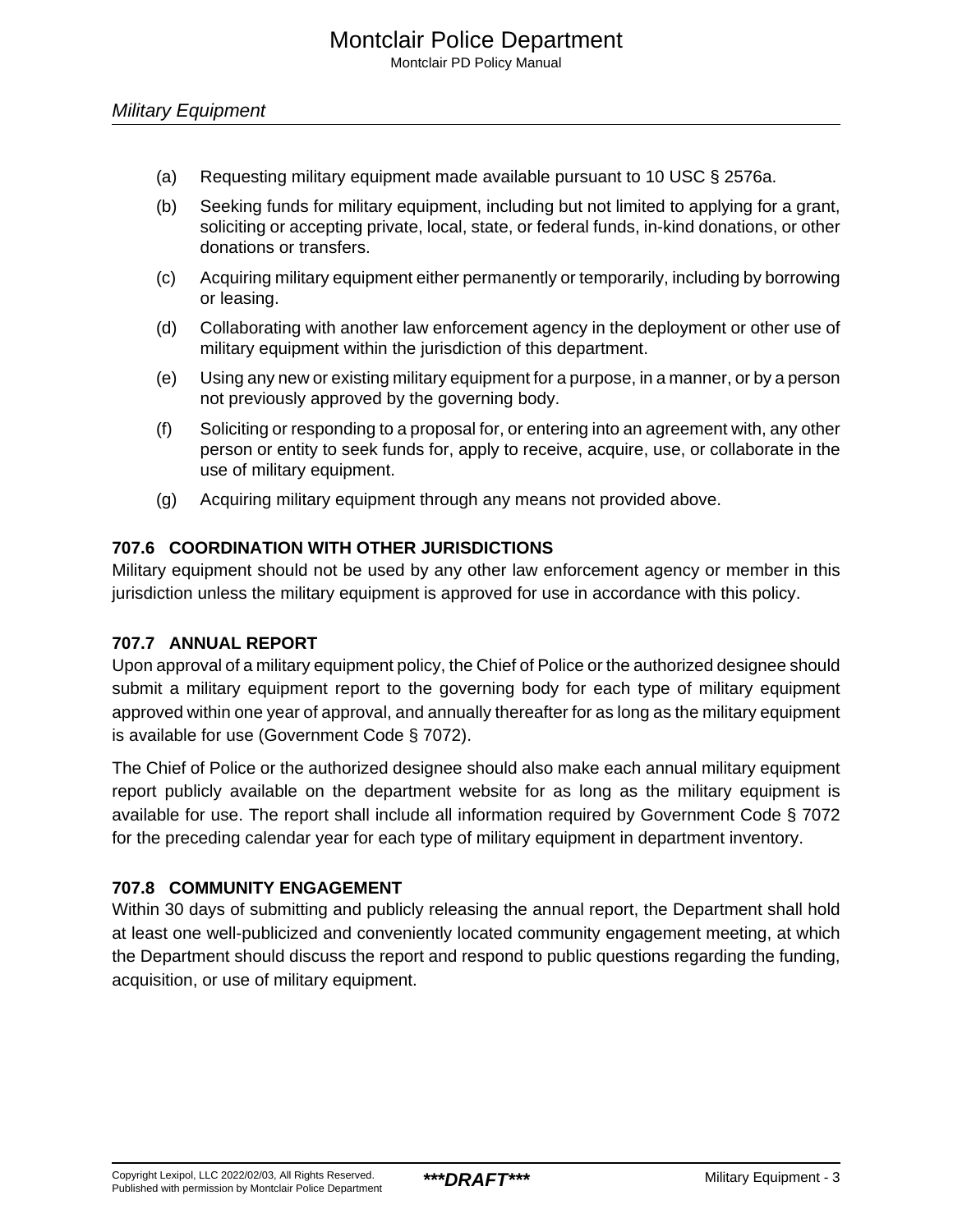(a) Requesting military equipment made available pursuant to 10 USC § 2576a.

(b) Seeking funds for military equipment, including but not limited to applying for a grant, soliciting or accepting private, local, state, or federal funds, in-kind donations, or other donations or transfers.

(c) Acquiring military equipment either permanently or temporarily, including by borrowing or leasing.

(d) Collaborating with another law enforcement agency in the deployment or other use of military equipment within the jurisdiction of this department.

(e) Using any new or existing military equipment for a purpose, in a manner, or by a person not previously approved by the governing body.

(f) Soliciting or responding to a proposal for, or entering into an agreement with, any other person or entity to seek funds for, apply to receive, acquire, use, or collaborate in the use of military equipment.

(g) Acquiring military equipment through any means not provided above.

### 707.6 COORDINATION WITH OTHER JURISDICTIONS

Military equipment should not be used by any other law enforcement agency or member in this jurisdiction unless the military equipment is approved for use in accordance with this policy.

### 707.7 ANNUAL REPORT

Upon approval of a military equipment policy, the Chief of Police or the authorized designee should submit a military equipment report to the governing body for each type of military equipment approved within one year of approval, and annually thereafter for as long as the military equipment is available for use (Government Code § 7072).

The Chief of Police or the authorized designee should also make each annual military equipment report publicly available on the department website for as long as the military equipment is available for use. The report shall include all information required by Government Code § 7072 for the preceding calendar year for each type of military equipment in department inventory.

### 707.8 COMMUNITY ENGAGEMENT

Within 30 days of submitting and publicly releasing the annual report, the Department shall hold at least one well-publicized and conveniently located community engagement meeting, at which the Department should discuss the report and respond to public questions regarding the funding, acquisition, or use of military equipment.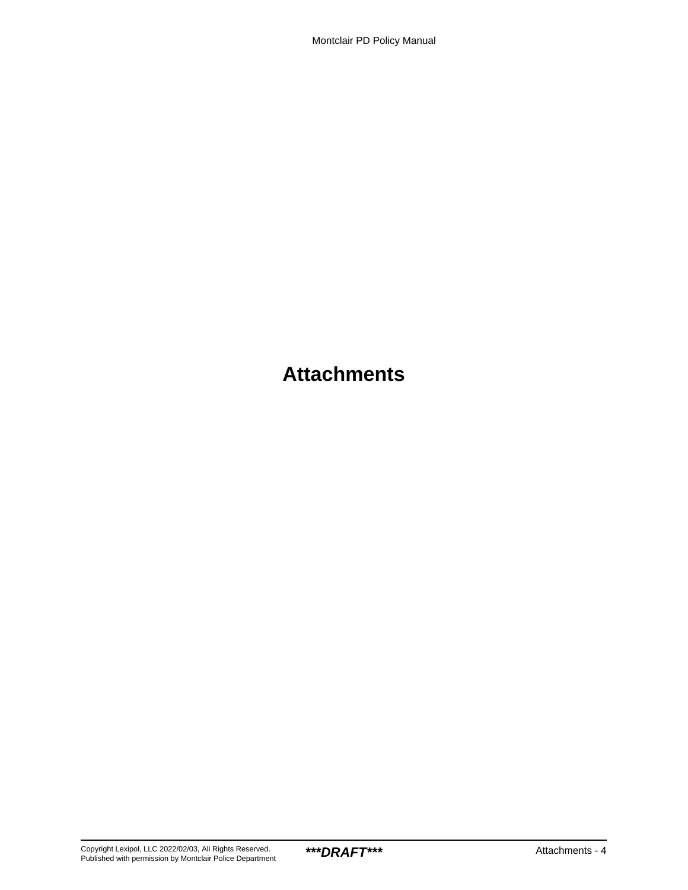# Attachments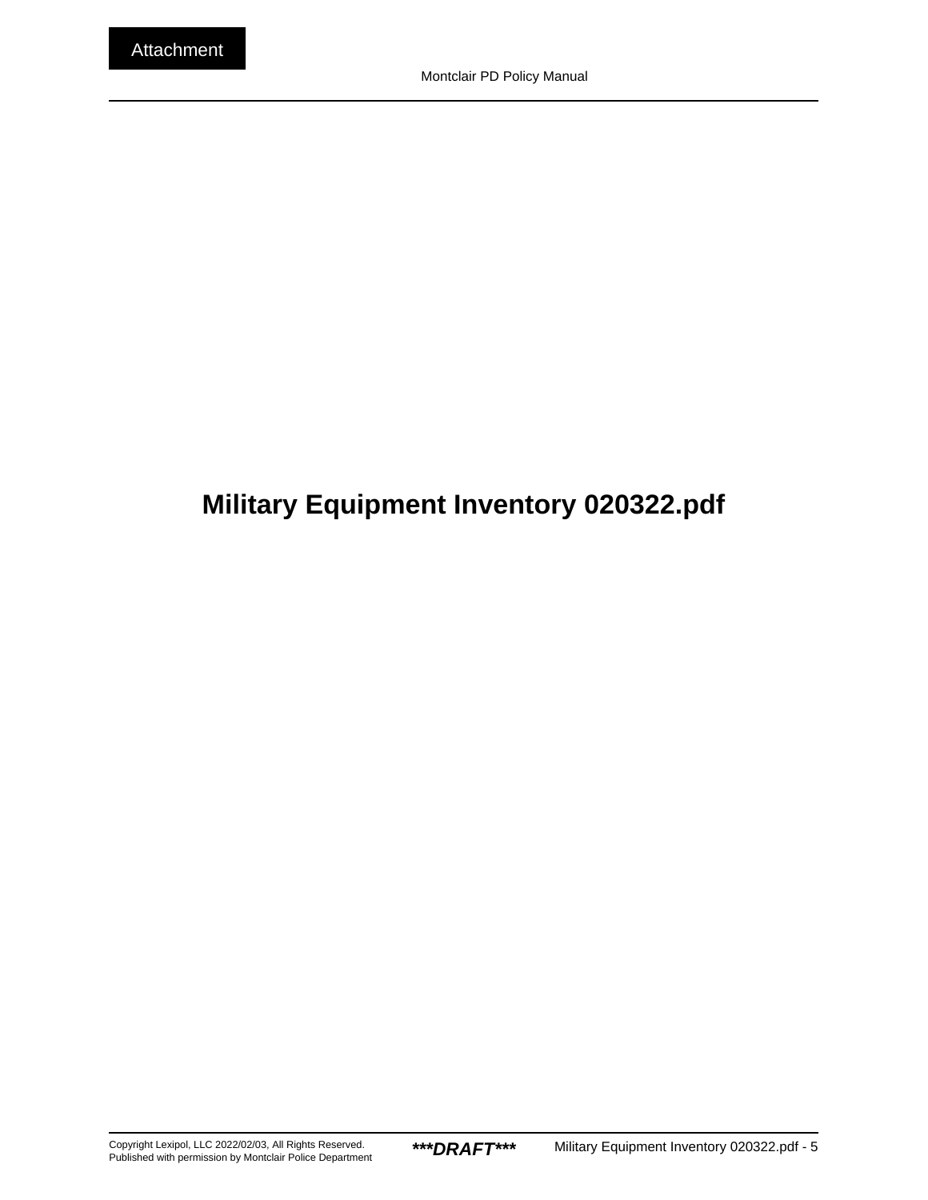Attachment

# Military Equipment Inventory 020322.pdf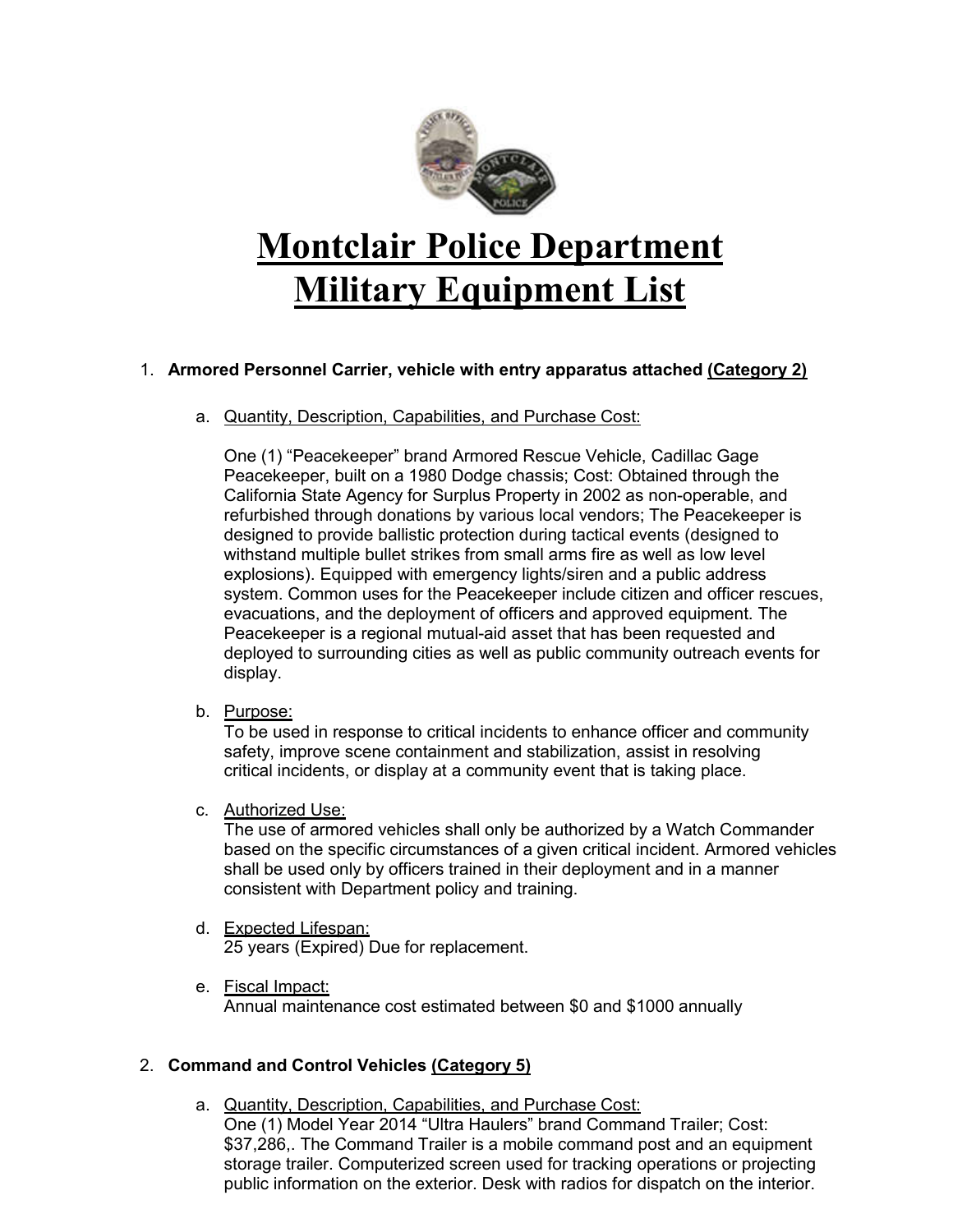# Montclair Police Department Military Equipment List

1. **Armored Personnel Carrier, vehicle with entry apparatus attached <u>(Category 2)</u>**

   a. <u>Quantity, Description, Capabilities, and Purchase Cost:</u>

      One (1) "Peacekeeper" brand Armored Rescue Vehicle, Cadillac Gage Peacekeeper, built on a 1980 Dodge chassis; Cost: Obtained through the California State Agency for Surplus Property in 2002 as non-operable, and refurbished through donations by various local vendors; The Peacekeeper is designed to provide ballistic protection during tactical events (designed to withstand multiple bullet strikes from small arms fire as well as low level explosions). Equipped with emergency lights/siren and a public address system. Common uses for the Peacekeeper include citizen and officer rescues, evacuations, and the deployment of officers and approved equipment. The Peacekeeper is a regional mutual-aid asset that has been requested and deployed to surrounding cities as well as public community outreach events for display.

   b. <u>Purpose:</u>
      To be used in response to critical incidents to enhance officer and community safety, improve scene containment and stabilization, assist in resolving critical incidents, or display at a community event that is taking place.

   c. <u>Authorized Use:</u>
      The use of armored vehicles shall only be authorized by a Watch Commander based on the specific circumstances of a given critical incident. Armored vehicles shall be used only by officers trained in their deployment and in a manner consistent with Department policy and training.

   d. <u>Expected Lifespan:</u>
      25 years (Expired) Due for replacement.

   e. <u>Fiscal Impact:</u>
      Annual maintenance cost estimated between $0 and $1000 annually

2. **Command and Control Vehicles <u>(Category 5)</u>**

   a. <u>Quantity, Description, Capabilities, and Purchase Cost:</u>
      One (1) Model Year 2014 "Ultra Haulers" brand Command Trailer; Cost: $37,286,. The Command Trailer is a mobile command post and an equipment storage trailer. Computerized screen used for tracking operations or projecting public information on the exterior. Desk with radios for dispatch on the interior.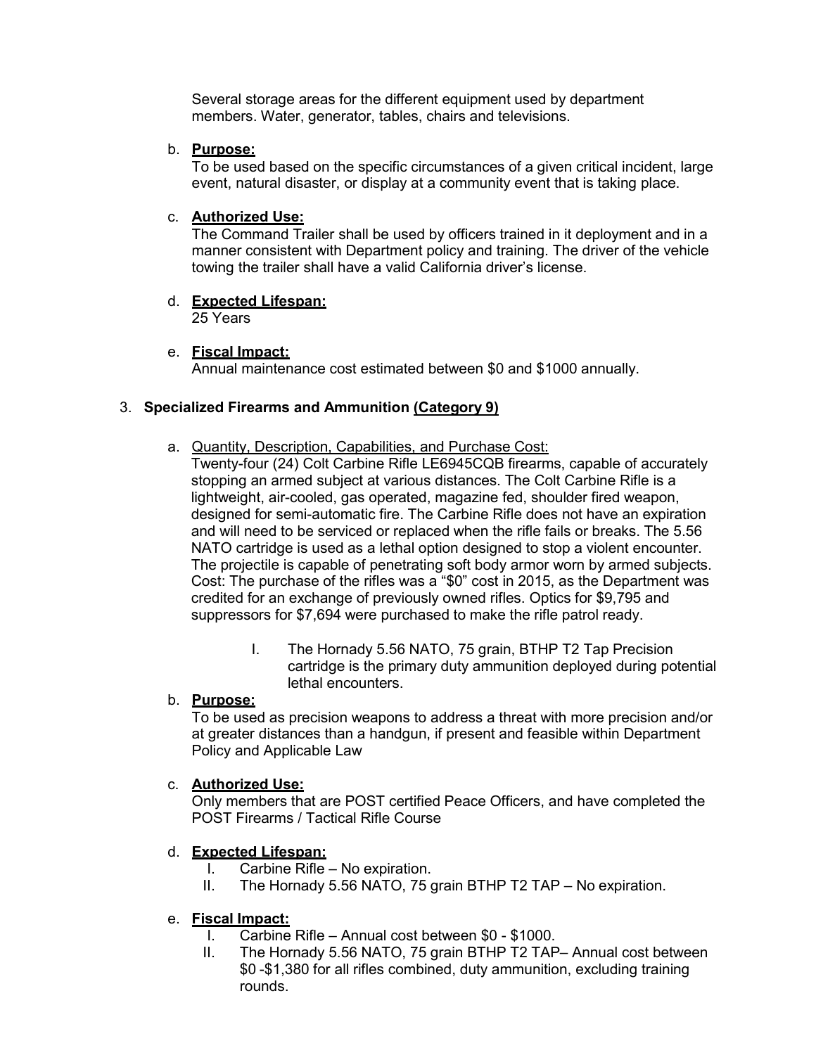Several storage areas for the different equipment used by department members. Water, generator, tables, chairs and televisions.

b. **<u>Purpose:</u>**
To be used based on the specific circumstances of a given critical incident, large event, natural disaster, or display at a community event that is taking place.

c. **<u>Authorized Use:</u>**
The Command Trailer shall be used by officers trained in it deployment and in a manner consistent with Department policy and training. The driver of the vehicle towing the trailer shall have a valid California driver's license.

d. **<u>Expected Lifespan:</u>**
25 Years

e. **<u>Fiscal Impact:</u>**
Annual maintenance cost estimated between $0 and $1000 annually.

3. **Specialized Firearms and Ammunition <u>(Category 9)</u>**

a. <u>Quantity, Description, Capabilities, and Purchase Cost:</u>
Twenty-four (24) Colt Carbine Rifle LE6945CQB firearms, capable of accurately stopping an armed subject at various distances. The Colt Carbine Rifle is a lightweight, air-cooled, gas operated, magazine fed, shoulder fired weapon, designed for semi-automatic fire. The Carbine Rifle does not have an expiration and will need to be serviced or replaced when the rifle fails or breaks. The 5.56 NATO cartridge is used as a lethal option designed to stop a violent encounter. The projectile is capable of penetrating soft body armor worn by armed subjects. Cost: The purchase of the rifles was a "$0" cost in 2015, as the Department was credited for an exchange of previously owned rifles. Optics for $9,795 and suppressors for $7,694 were purchased to make the rifle patrol ready.

I. The Hornady 5.56 NATO, 75 grain, BTHP T2 Tap Precision cartridge is the primary duty ammunition deployed during potential lethal encounters.

b. **<u>Purpose:</u>**
To be used as precision weapons to address a threat with more precision and/or at greater distances than a handgun, if present and feasible within Department Policy and Applicable Law

c. **<u>Authorized Use:</u>**
Only members that are POST certified Peace Officers, and have completed the POST Firearms / Tactical Rifle Course

d. **<u>Expected Lifespan:</u>**
I. Carbine Rifle – No expiration.
II. The Hornady 5.56 NATO, 75 grain BTHP T2 TAP – No expiration.

e. **<u>Fiscal Impact:</u>**
I. Carbine Rifle – Annual cost between $0 - $1000.
II. The Hornady 5.56 NATO, 75 grain BTHP T2 TAP– Annual cost between $0 -$1,380 for all rifles combined, duty ammunition, excluding training rounds.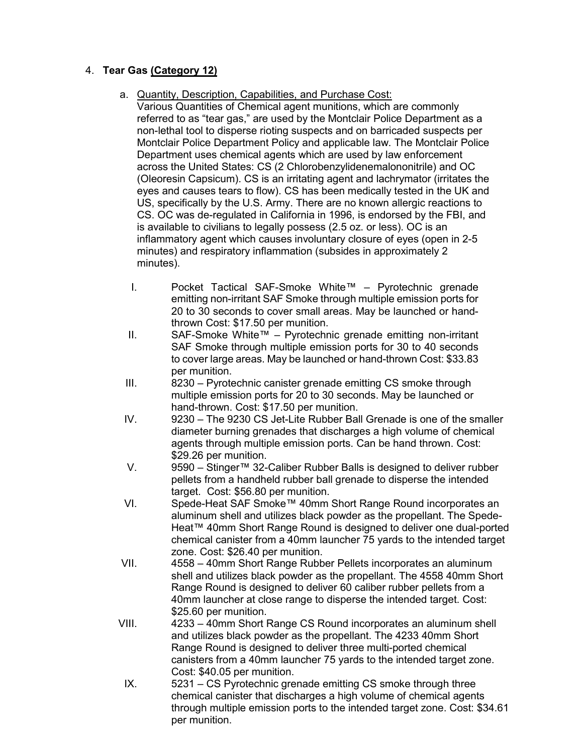4. **Tear Gas <u>(Category 12)</u>**

   a. <u>Quantity, Description, Capabilities, and Purchase Cost:</u>
   Various Quantities of Chemical agent munitions, which are commonly referred to as "tear gas," are used by the Montclair Police Department as a non-lethal tool to disperse rioting suspects and on barricaded suspects per Montclair Police Department Policy and applicable law. The Montclair Police Department uses chemical agents which are used by law enforcement across the United States: CS (2 Chlorobenzylidenemalononitrile) and OC (Oleoresin Capsicum). CS is an irritating agent and lachrymator (irritates the eyes and causes tears to flow). CS has been medically tested in the UK and US, specifically by the U.S. Army. There are no known allergic reactions to CS. OC was de-regulated in California in 1996, is endorsed by the FBI, and is available to civilians to legally possess (2.5 oz. or less). OC is an inflammatory agent which causes involuntary closure of eyes (open in 2-5 minutes) and respiratory inflammation (subsides in approximately 2 minutes).

      I. Pocket Tactical SAF-Smoke White™ – Pyrotechnic grenade emitting non-irritant SAF Smoke through multiple emission ports for 20 to 30 seconds to cover small areas. May be launched or hand-thrown Cost: $17.50 per munition.
      II. SAF-Smoke White™ – Pyrotechnic grenade emitting non-irritant SAF Smoke through multiple emission ports for 30 to 40 seconds to cover large areas. May be launched or hand-thrown Cost: $33.83 per munition.
      III. 8230 – Pyrotechnic canister grenade emitting CS smoke through multiple emission ports for 20 to 30 seconds. May be launched or hand-thrown. Cost: $17.50 per munition.
      IV. 9230 – The 9230 CS Jet-Lite Rubber Ball Grenade is one of the smaller diameter burning grenades that discharges a high volume of chemical agents through multiple emission ports. Can be hand thrown. Cost: $29.26 per munition.
      V. 9590 – Stinger™ 32-Caliber Rubber Balls is designed to deliver rubber pellets from a handheld rubber ball grenade to disperse the intended target. Cost: $56.80 per munition.
      VI. Spede-Heat SAF Smoke™ 40mm Short Range Round incorporates an aluminum shell and utilizes black powder as the propellant. The Spede-Heat™ 40mm Short Range Round is designed to deliver one dual-ported chemical canister from a 40mm launcher 75 yards to the intended target zone. Cost: $26.40 per munition.
      VII. 4558 – 40mm Short Range Rubber Pellets incorporates an aluminum shell and utilizes black powder as the propellant. The 4558 40mm Short Range Round is designed to deliver 60 caliber rubber pellets from a 40mm launcher at close range to disperse the intended target. Cost: $25.60 per munition.
      VIII. 4233 – 40mm Short Range CS Round incorporates an aluminum shell and utilizes black powder as the propellant. The 4233 40mm Short Range Round is designed to deliver three multi-ported chemical canisters from a 40mm launcher 75 yards to the intended target zone. Cost: $40.05 per munition.
      IX. 5231 – CS Pyrotechnic grenade emitting CS smoke through three chemical canister that discharges a high volume of chemical agents through multiple emission ports to the intended target zone. Cost: $34.61 per munition.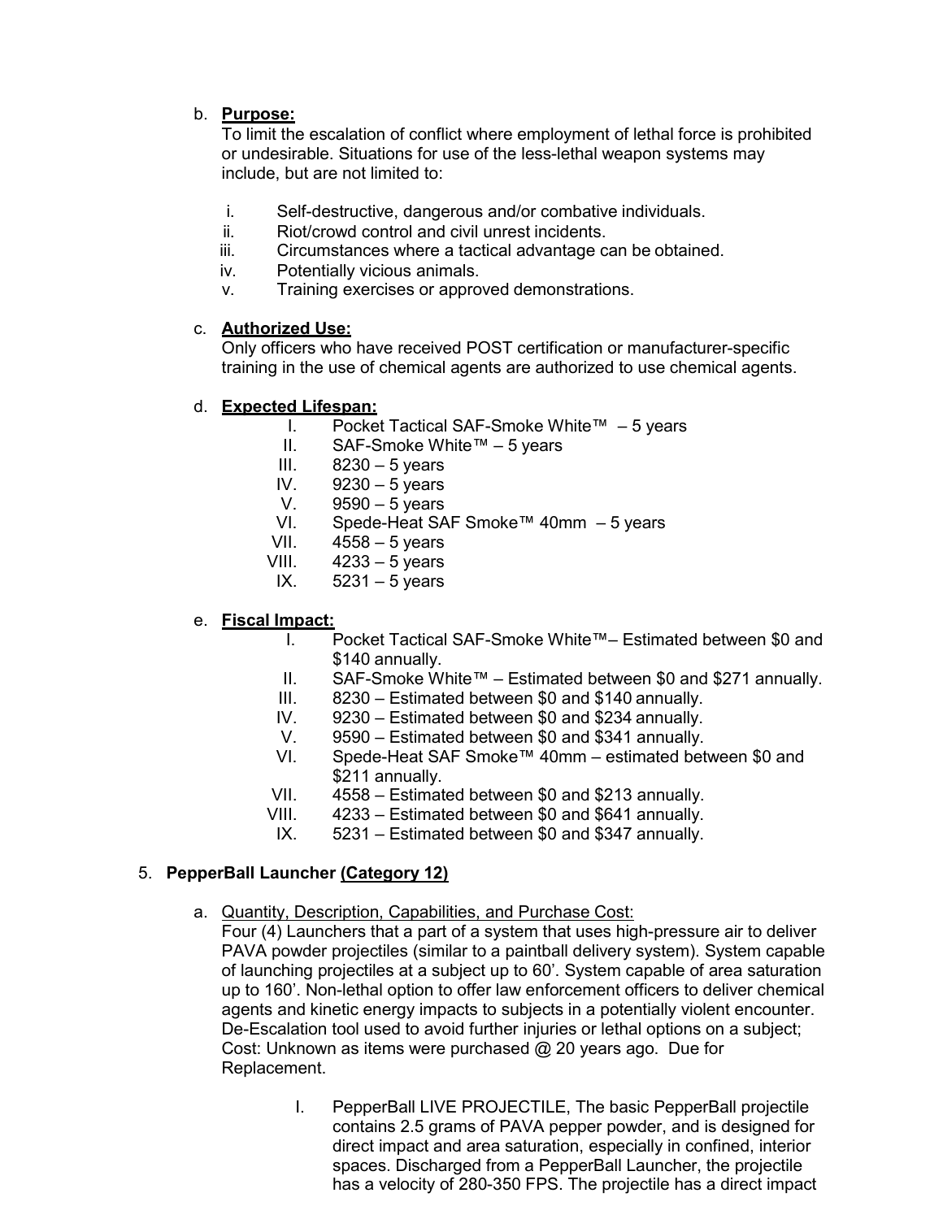b. **Purpose:**
To limit the escalation of conflict where employment of lethal force is prohibited or undesirable. Situations for use of the less-lethal weapon systems may include, but are not limited to:

 i. Self-destructive, dangerous and/or combative individuals.
 ii. Riot/crowd control and civil unrest incidents.
 iii. Circumstances where a tactical advantage can be obtained.
 iv. Potentially vicious animals.
 v. Training exercises or approved demonstrations.

c. **Authorized Use:**
Only officers who have received POST certification or manufacturer-specific training in the use of chemical agents are authorized to use chemical agents.

d. **Expected Lifespan:**

 I. Pocket Tactical SAF-Smoke White™ – 5 years
 II. SAF-Smoke White™ – 5 years
 III. 8230 – 5 years
 IV. 9230 – 5 years
 V. 9590 – 5 years
 VI. Spede-Heat SAF Smoke™ 40mm – 5 years
 VII. 4558 – 5 years
 VIII. 4233 – 5 years
 IX. 5231 – 5 years

e. **Fiscal Impact:**

 I. Pocket Tactical SAF-Smoke White™– Estimated between $0 and $140 annually.
 II. SAF-Smoke White™ – Estimated between $0 and $271 annually.
 III. 8230 – Estimated between $0 and $140 annually.
 IV. 9230 – Estimated between $0 and $234 annually.
 V. 9590 – Estimated between $0 and $341 annually.
 VI. Spede-Heat SAF Smoke™ 40mm – estimated between $0 and $211 annually.
 VII. 4558 – Estimated between $0 and $213 annually.
 VIII. 4233 – Estimated between $0 and $641 annually.
 IX. 5231 – Estimated between $0 and $347 annually.

5. **PepperBall Launcher (Category 12)**

a. Quantity, Description, Capabilities, and Purchase Cost:
Four (4) Launchers that a part of a system that uses high-pressure air to deliver PAVA powder projectiles (similar to a paintball delivery system). System capable of launching projectiles at a subject up to 60'. System capable of area saturation up to 160'. Non-lethal option to offer law enforcement officers to deliver chemical agents and kinetic energy impacts to subjects in a potentially violent encounter. De-Escalation tool used to avoid further injuries or lethal options on a subject; Cost: Unknown as items were purchased @ 20 years ago. Due for Replacement.

 I. PepperBall LIVE PROJECTILE, The basic PepperBall projectile contains 2.5 grams of PAVA pepper powder, and is designed for direct impact and area saturation, especially in confined, interior spaces. Discharged from a PepperBall Launcher, the projectile has a velocity of 280-350 FPS. The projectile has a direct impact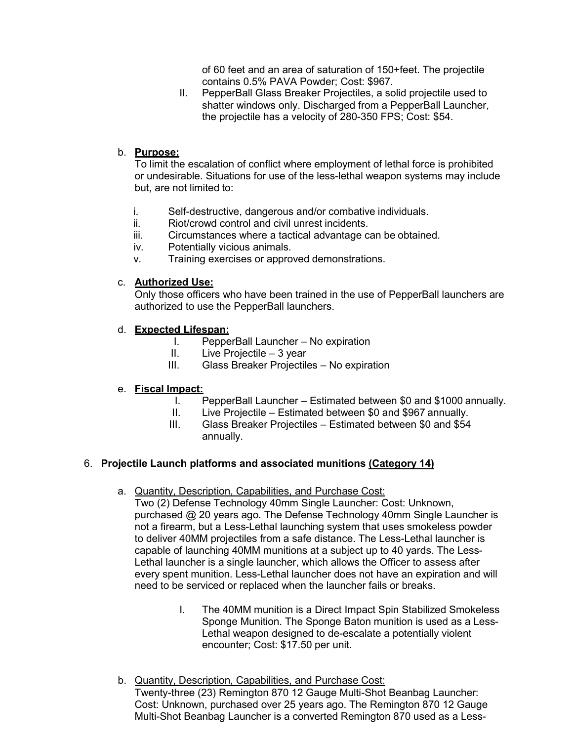of 60 feet and an area of saturation of 150+feet. The projectile contains 0.5% PAVA Powder; Cost: $967.

II. PepperBall Glass Breaker Projectiles, a solid projectile used to shatter windows only. Discharged from a PepperBall Launcher, the projectile has a velocity of 280-350 FPS; Cost: $54.

b. **Purpose:**
To limit the escalation of conflict where employment of lethal force is prohibited or undesirable. Situations for use of the less-lethal weapon systems may include but, are not limited to:

i. Self-destructive, dangerous and/or combative individuals.
ii. Riot/crowd control and civil unrest incidents.
iii. Circumstances where a tactical advantage can be obtained.
iv. Potentially vicious animals.
v. Training exercises or approved demonstrations.

c. **Authorized Use:**
Only those officers who have been trained in the use of PepperBall launchers are authorized to use the PepperBall launchers.

d. **Expected Lifespan:**

I. PepperBall Launcher – No expiration
II. Live Projectile – 3 year
III. Glass Breaker Projectiles – No expiration

e. **Fiscal Impact:**

I. PepperBall Launcher – Estimated between $0 and $1000 annually.
II. Live Projectile – Estimated between $0 and $967 annually.
III. Glass Breaker Projectiles – Estimated between $0 and $54 annually.

6. **Projectile Launch platforms and associated munitions (Category 14)**

a. Quantity, Description, Capabilities, and Purchase Cost:
Two (2) Defense Technology 40mm Single Launcher: Cost: Unknown, purchased @ 20 years ago. The Defense Technology 40mm Single Launcher is not a firearm, but a Less-Lethal launching system that uses smokeless powder to deliver 40MM projectiles from a safe distance. The Less-Lethal launcher is capable of launching 40MM munitions at a subject up to 40 yards. The Less-Lethal launcher is a single launcher, which allows the Officer to assess after every spent munition. Less-Lethal launcher does not have an expiration and will need to be serviced or replaced when the launcher fails or breaks.

I. The 40MM munition is a Direct Impact Spin Stabilized Smokeless Sponge Munition. The Sponge Baton munition is used as a Less-Lethal weapon designed to de-escalate a potentially violent encounter; Cost: $17.50 per unit.

b. Quantity, Description, Capabilities, and Purchase Cost:
Twenty-three (23) Remington 870 12 Gauge Multi-Shot Beanbag Launcher: Cost: Unknown, purchased over 25 years ago. The Remington 870 12 Gauge Multi-Shot Beanbag Launcher is a converted Remington 870 used as a Less-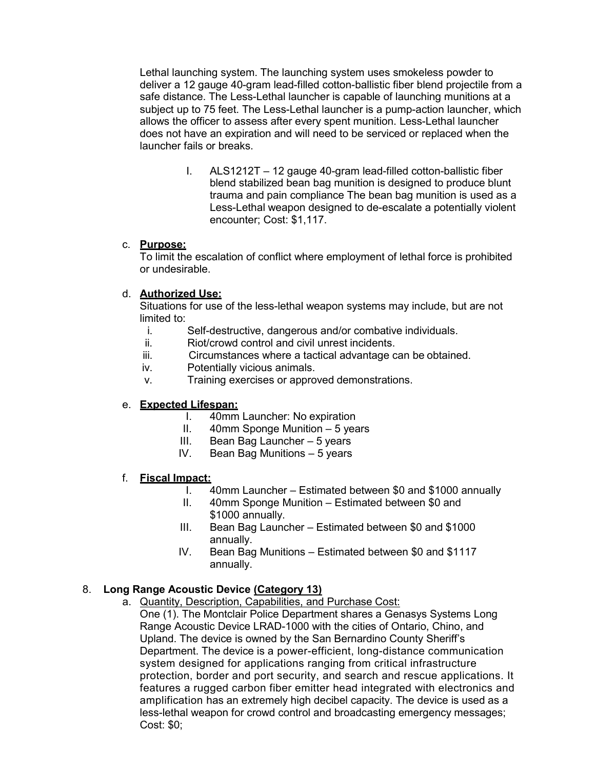Lethal launching system. The launching system uses smokeless powder to deliver a 12 gauge 40-gram lead-filled cotton-ballistic fiber blend projectile from a safe distance. The Less-Lethal launcher is capable of launching munitions at a subject up to 75 feet. The Less-Lethal launcher is a pump-action launcher, which allows the officer to assess after every spent munition. Less-Lethal launcher does not have an expiration and will need to be serviced or replaced when the launcher fails or breaks.

I. ALS1212T – 12 gauge 40-gram lead-filled cotton-ballistic fiber blend stabilized bean bag munition is designed to produce blunt trauma and pain compliance The bean bag munition is used as a Less-Lethal weapon designed to de-escalate a potentially violent encounter; Cost: $1,117.

c. **Purpose:**
To limit the escalation of conflict where employment of lethal force is prohibited or undesirable.

d. **Authorized Use:**
Situations for use of the less-lethal weapon systems may include, but are not limited to:

i. Self-destructive, dangerous and/or combative individuals.
ii. Riot/crowd control and civil unrest incidents.
iii. Circumstances where a tactical advantage can be obtained.
iv. Potentially vicious animals.
v. Training exercises or approved demonstrations.

e. **Expected Lifespan:**

I. 40mm Launcher: No expiration
II. 40mm Sponge Munition – 5 years
III. Bean Bag Launcher – 5 years
IV. Bean Bag Munitions – 5 years

f. **Fiscal Impact:**

I. 40mm Launcher – Estimated between $0 and $1000 annually
II. 40mm Sponge Munition – Estimated between $0 and $1000 annually.
III. Bean Bag Launcher – Estimated between $0 and $1000 annually.
IV. Bean Bag Munitions – Estimated between $0 and $1117 annually.

8. **Long Range Acoustic Device (Category 13)**

a. Quantity, Description, Capabilities, and Purchase Cost:
One (1). The Montclair Police Department shares a Genasys Systems Long Range Acoustic Device LRAD-1000 with the cities of Ontario, Chino, and Upland. The device is owned by the San Bernardino County Sheriff's Department. The device is a power-efficient, long-distance communication system designed for applications ranging from critical infrastructure protection, border and port security, and search and rescue applications. It features a rugged carbon fiber emitter head integrated with electronics and amplification has an extremely high decibel capacity. The device is used as a less-lethal weapon for crowd control and broadcasting emergency messages; Cost: $0;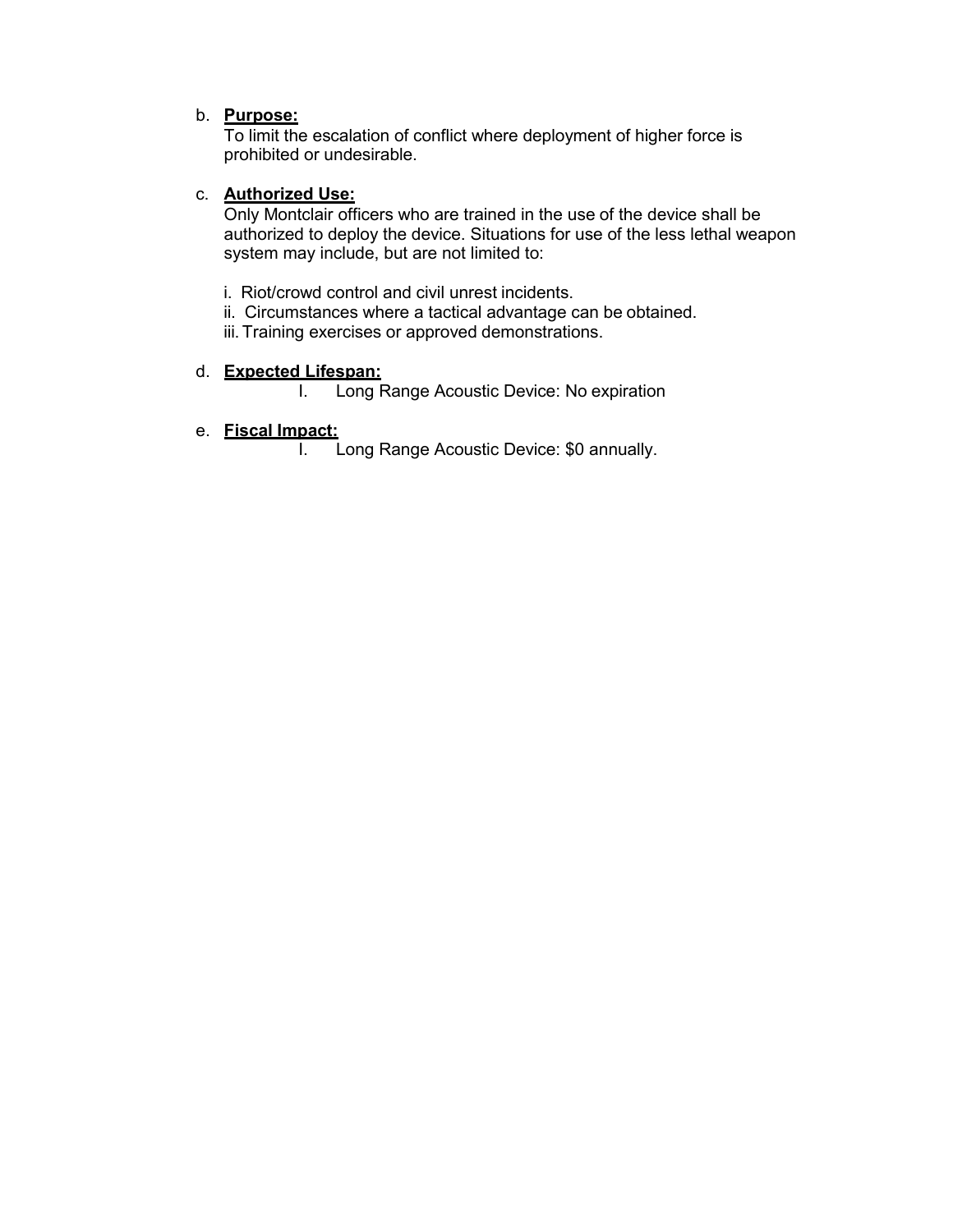b. **Purpose:**
   To limit the escalation of conflict where deployment of higher force is prohibited or undesirable.

c. **Authorized Use:**
   Only Montclair officers who are trained in the use of the device shall be authorized to deploy the device. Situations for use of the less lethal weapon system may include, but are not limited to:

   i. Riot/crowd control and civil unrest incidents.
   ii. Circumstances where a tactical advantage can be obtained.
   iii. Training exercises or approved demonstrations.

d. **Expected Lifespan:**
   I. Long Range Acoustic Device: No expiration

e. **Fiscal Impact:**
   I. Long Range Acoustic Device: $0 annually.